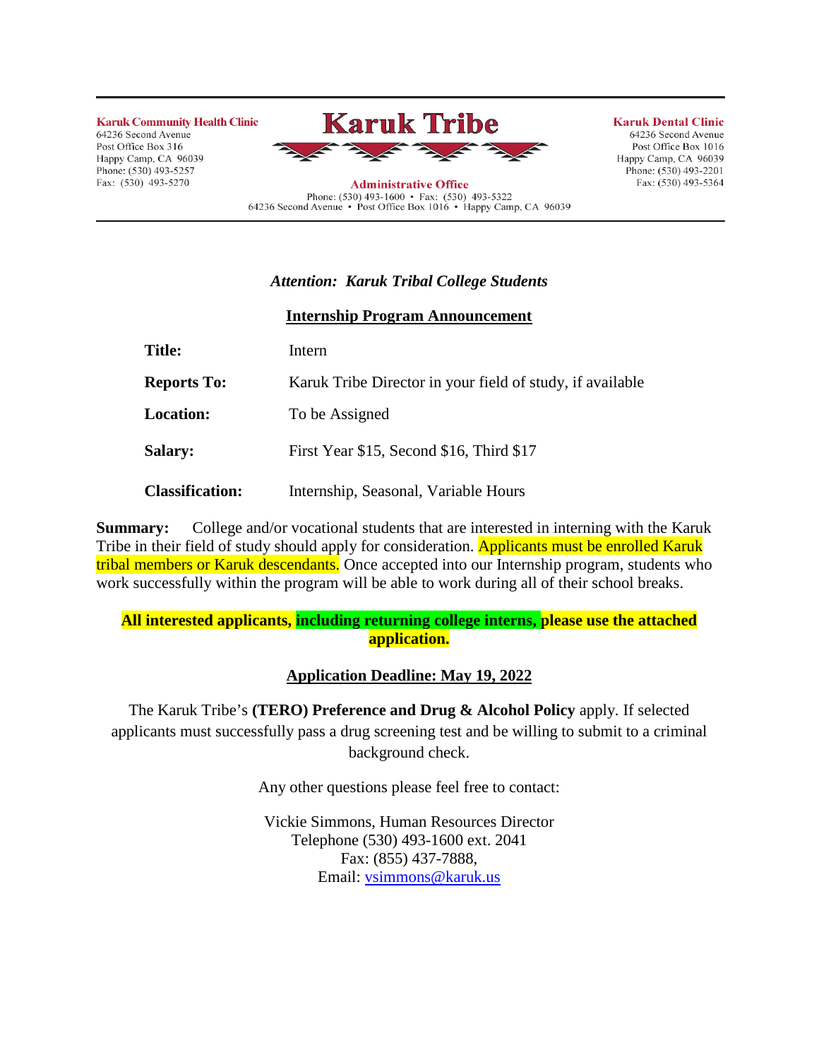**Karuk Community Health Clinic**
64236 Second Avenue
Post Office Box 316
Happy Camp, CA 96039
Phone: (530) 493-5257
Fax: (530) 493-5270

# Karuk Tribe

**Administrative Office**
Phone: (530) 493-1600 • Fax: (530) 493-5322
64236 Second Avenue • Post Office Box 1016 • Happy Camp, CA 96039

**Karuk Dental Clinic**
64236 Second Avenue
Post Office Box 1016
Happy Camp, CA 96039
Phone: (530) 493-2201
Fax: (530) 493-5364

***Attention: Karuk Tribal College Students***

## Internship Program Announcement

| | |
|---|---|
| **Title:** | Intern |
| **Reports To:** | Karuk Tribe Director in your field of study, if available |
| **Location:** | To be Assigned |
| **Salary:** | First Year $15, Second $16, Third $17 |
| **Classification:** | Internship, Seasonal, Variable Hours |

**Summary:** College and/or vocational students that are interested in interning with the Karuk Tribe in their field of study should apply for consideration. Applicants must be enrolled Karuk tribal members or Karuk descendants. Once accepted into our Internship program, students who work successfully within the program will be able to work during all of their school breaks.

**All interested applicants, including returning college interns, please use the attached application.**

**Application Deadline: May 19, 2022**

The Karuk Tribe's **(TERO) Preference and Drug & Alcohol Policy** apply. If selected applicants must successfully pass a drug screening test and be willing to submit to a criminal background check.

Any other questions please feel free to contact:

Vickie Simmons, Human Resources Director
Telephone (530) 493-1600 ext. 2041
Fax: (855) 437-7888,
Email: vsimmons@karuk.us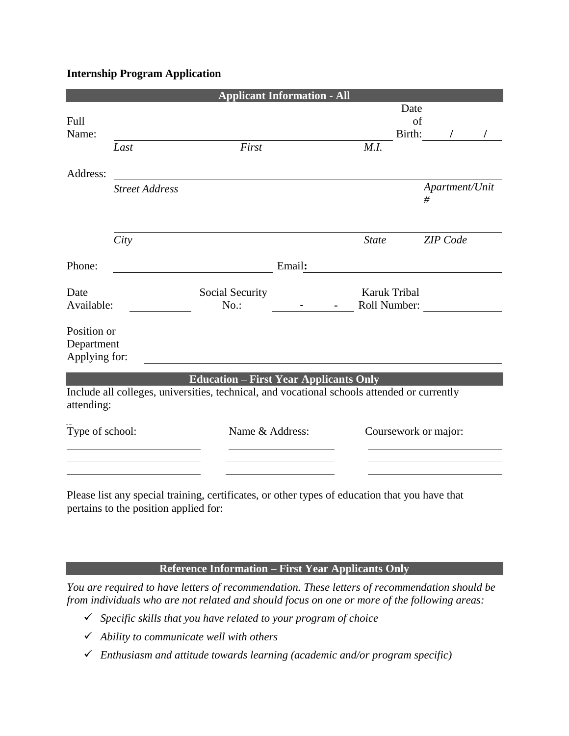**Internship Program Application**

## Applicant Information - All

Full Name: \_\_\_\_\_\_\_\_\_\_\_\_\_\_\_\_\_\_\_\_\_\_\_\_\_\_\_\_\_\_\_\_\_\_\_\_ Date of Birth: \_\_\_\_ / \_\_\_\_ / \_\_\_\_

*Last* *First* *M.I.*

Address: \_\_\_\_\_\_\_\_\_\_\_\_\_\_\_\_\_\_\_\_\_\_\_\_\_\_\_\_\_\_\_\_\_\_\_\_\_\_\_\_\_\_\_\_

*Street Address* *Apartment/Unit #*

\_\_\_\_\_\_\_\_\_\_\_\_\_\_\_\_\_\_\_\_\_\_\_\_\_\_\_\_\_\_\_\_\_\_\_\_\_\_\_\_\_\_\_\_

*City* *State* *ZIP Code*

Phone: \_\_\_\_\_\_\_\_\_\_\_\_\_\_\_\_\_\_\_\_ Email: \_\_\_\_\_\_\_\_\_\_\_\_\_\_\_\_\_\_\_\_

Date Available: \_\_\_\_\_\_\_\_\_\_ Social Security No.: \_\_\_\_ - \_\_\_\_ - \_\_\_\_ Karuk Tribal Roll Number: \_\_\_\_\_\_\_\_\_\_

Position or Department Applying for: \_\_\_\_\_\_\_\_\_\_\_\_\_\_\_\_\_\_\_\_\_\_\_\_\_\_\_\_\_\_\_\_\_\_\_\_\_\_\_\_

## Education – First Year Applicants Only

Include all colleges, universities, technical, and vocational schools attended or currently attending:

| Type of school: | Name & Address: | Coursework or major: |
|---|---|---|
| | | |
| | | |
| | | |

Please list any special training, certificates, or other types of education that you have that pertains to the position applied for:

## Reference Information – First Year Applicants Only

*You are required to have letters of recommendation. These letters of recommendation should be from individuals who are not related and should focus on one or more of the following areas:*

- ✓ *Specific skills that you have related to your program of choice*
- ✓ *Ability to communicate well with others*
- ✓ *Enthusiasm and attitude towards learning (academic and/or program specific)*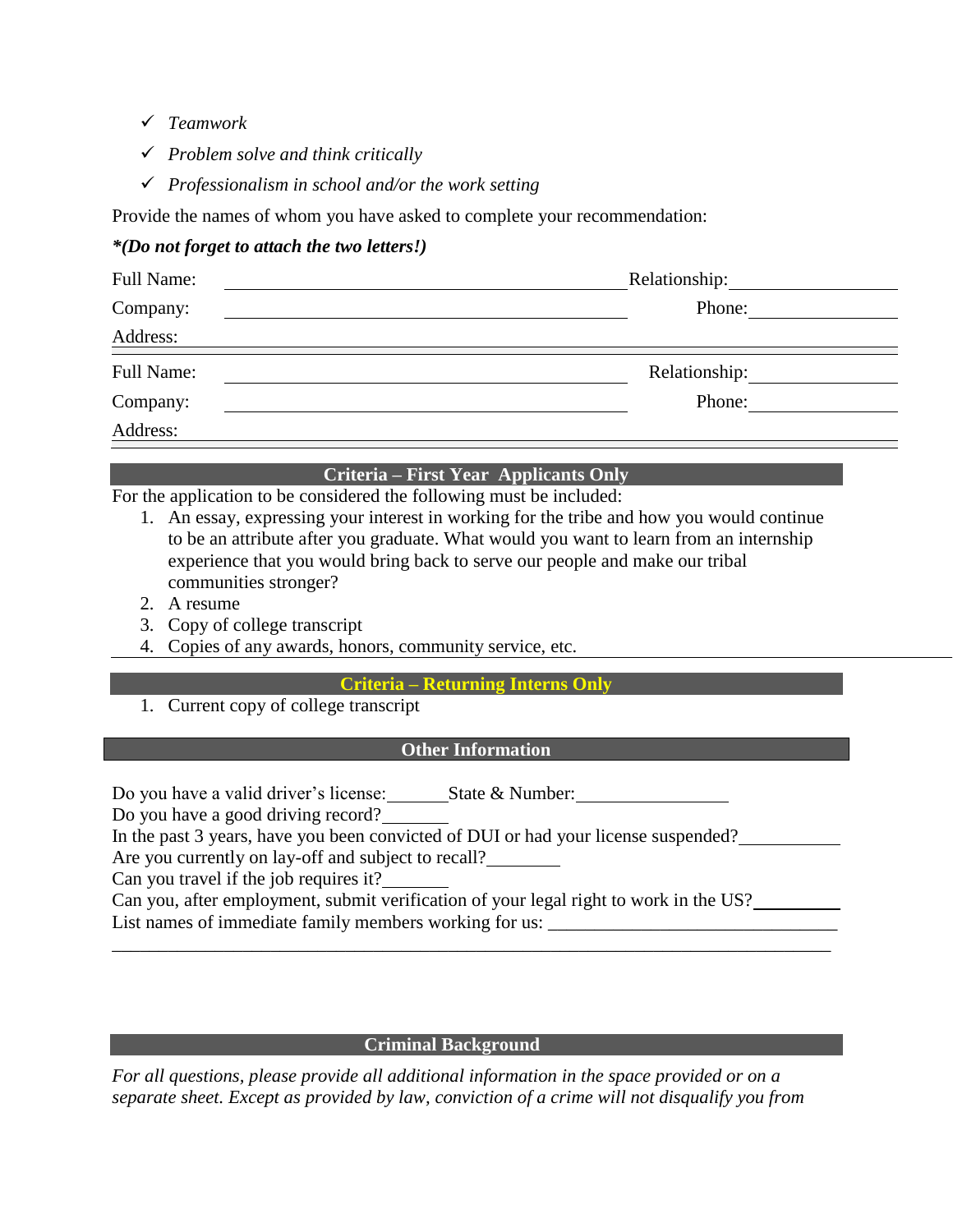- ✓ *Teamwork*
- ✓ *Problem solve and think critically*
- ✓ *Professionalism in school and/or the work setting*

Provide the names of whom you have asked to complete your recommendation:

***(Do not forget to attach the two letters!)***

Full Name: ______________________________ Relationship: ______________

Company: ______________________________ Phone: ______________

Address: ____________________________________________________________

Full Name: ______________________________ Relationship: ______________

Company: ______________________________ Phone: ______________

Address: ____________________________________________________________

## Criteria – First Year Applicants Only

For the application to be considered the following must be included:

1. An essay, expressing your interest in working for the tribe and how you would continue to be an attribute after you graduate. What would you want to learn from an internship experience that you would bring back to serve our people and make our tribal communities stronger?
2. A resume
3. Copy of college transcript
4. Copies of any awards, honors, community service, etc.

## Criteria – Returning Interns Only

1. Current copy of college transcript

## Other Information

Do you have a valid driver's license:_______ State & Number:_________________

Do you have a good driving record?________

In the past 3 years, have you been convicted of DUI or had your license suspended?___________

Are you currently on lay-off and subject to recall?________

Can you travel if the job requires it?________

Can you, after employment, submit verification of your legal right to work in the US?_________

List names of immediate family members working for us: ______________________________

________________________________________________________________________________

## Criminal Background

*For all questions, please provide all additional information in the space provided or on a separate sheet. Except as provided by law, conviction of a crime will not disqualify you from*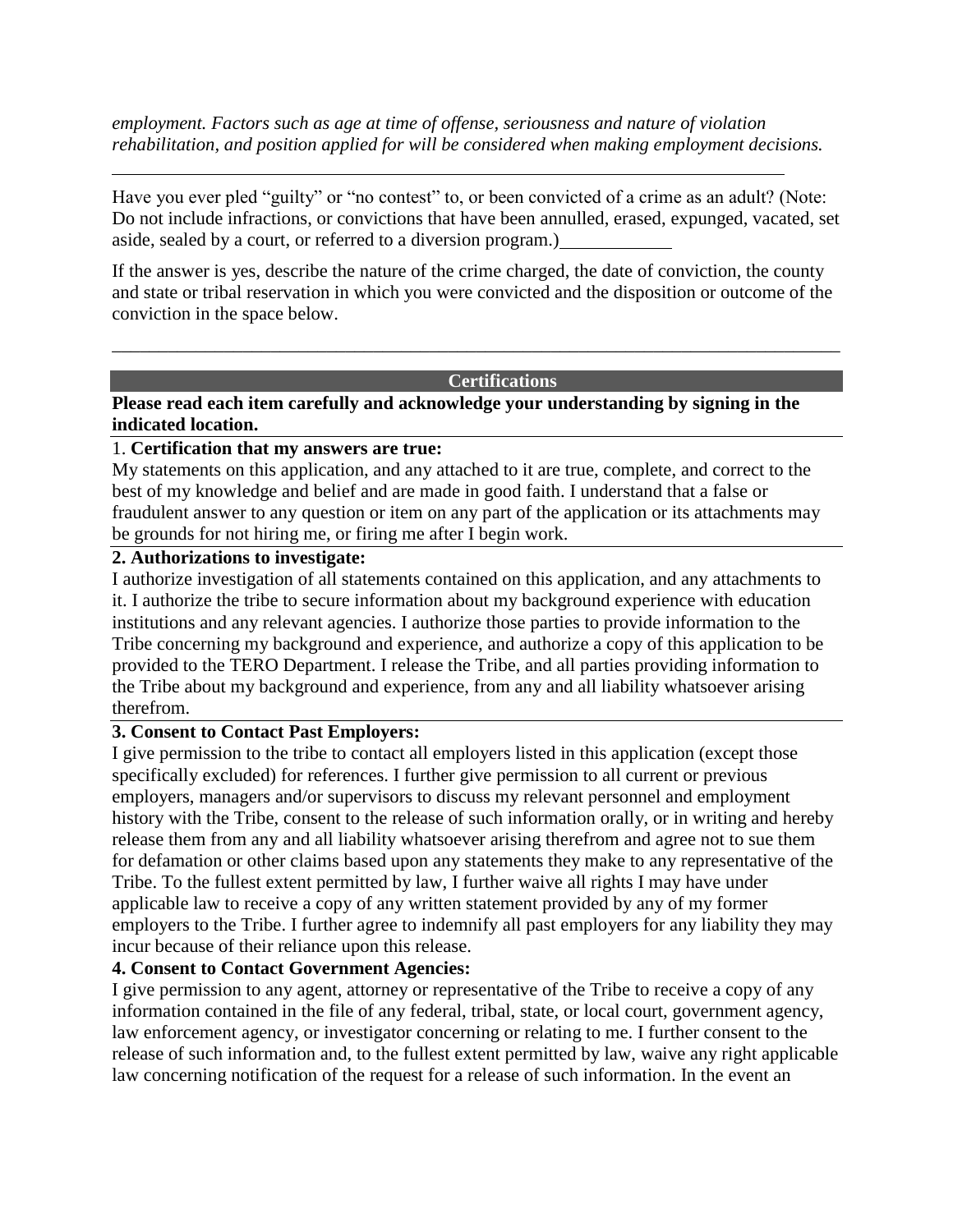*employment. Factors such as age at time of offense, seriousness and nature of violation rehabilitation, and position applied for will be considered when making employment decisions.*

---

Have you ever pled “guilty” or “no contest” to, or been convicted of a crime as an adult? (Note: Do not include infractions, or convictions that have been annulled, erased, expunged, vacated, set aside, sealed by a court, or referred to a diversion program.)____________

If the answer is yes, describe the nature of the crime charged, the date of conviction, the county and state or tribal reservation in which you were convicted and the disposition or outcome of the conviction in the space below.

---

## Certifications

**Please read each item carefully and acknowledge your understanding by signing in the indicated location.**

1. **Certification that my answers are true:**
My statements on this application, and any attached to it are true, complete, and correct to the best of my knowledge and belief and are made in good faith. I understand that a false or fraudulent answer to any question or item on any part of the application or its attachments may be grounds for not hiring me, or firing me after I begin work.

**2. Authorizations to investigate:**
I authorize investigation of all statements contained on this application, and any attachments to it. I authorize the tribe to secure information about my background experience with education institutions and any relevant agencies. I authorize those parties to provide information to the Tribe concerning my background and experience, and authorize a copy of this application to be provided to the TERO Department. I release the Tribe, and all parties providing information to the Tribe about my background and experience, from any and all liability whatsoever arising therefrom.

**3. Consent to Contact Past Employers:**
I give permission to the tribe to contact all employers listed in this application (except those specifically excluded) for references. I further give permission to all current or previous employers, managers and/or supervisors to discuss my relevant personnel and employment history with the Tribe, consent to the release of such information orally, or in writing and hereby release them from any and all liability whatsoever arising therefrom and agree not to sue them for defamation or other claims based upon any statements they make to any representative of the Tribe. To the fullest extent permitted by law, I further waive all rights I may have under applicable law to receive a copy of any written statement provided by any of my former employers to the Tribe. I further agree to indemnify all past employers for any liability they may incur because of their reliance upon this release.

**4. Consent to Contact Government Agencies:**
I give permission to any agent, attorney or representative of the Tribe to receive a copy of any information contained in the file of any federal, tribal, state, or local court, government agency, law enforcement agency, or investigator concerning or relating to me. I further consent to the release of such information and, to the fullest extent permitted by law, waive any right applicable law concerning notification of the request for a release of such information. In the event an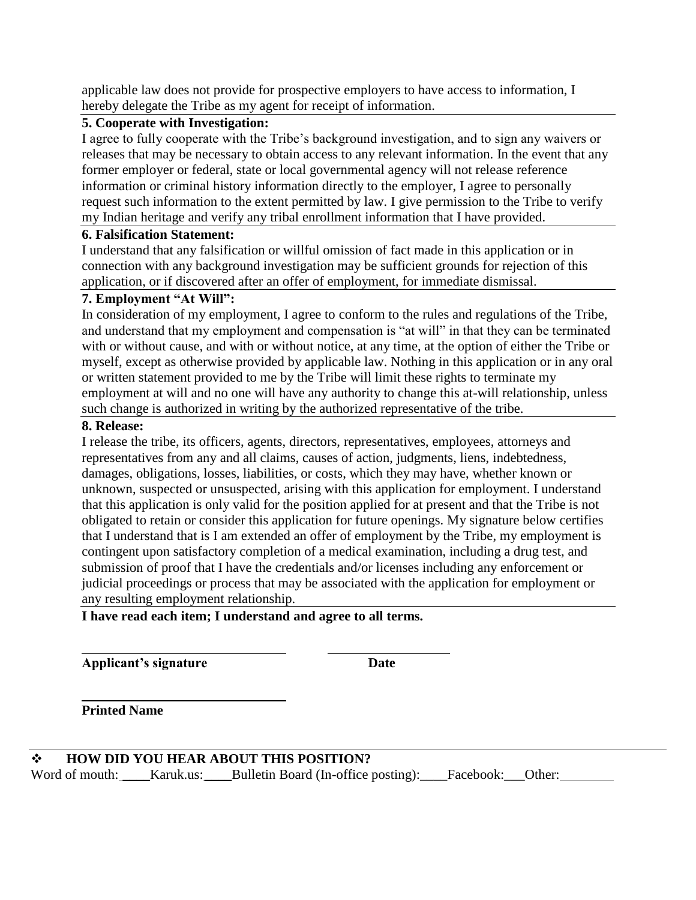applicable law does not provide for prospective employers to have access to information, I hereby delegate the Tribe as my agent for receipt of information.

**5. Cooperate with Investigation:**

I agree to fully cooperate with the Tribe's background investigation, and to sign any waivers or releases that may be necessary to obtain access to any relevant information. In the event that any former employer or federal, state or local governmental agency will not release reference information or criminal history information directly to the employer, I agree to personally request such information to the extent permitted by law. I give permission to the Tribe to verify my Indian heritage and verify any tribal enrollment information that I have provided.

**6. Falsification Statement:**

I understand that any falsification or willful omission of fact made in this application or in connection with any background investigation may be sufficient grounds for rejection of this application, or if discovered after an offer of employment, for immediate dismissal.

**7. Employment "At Will":**

In consideration of my employment, I agree to conform to the rules and regulations of the Tribe, and understand that my employment and compensation is "at will" in that they can be terminated with or without cause, and with or without notice, at any time, at the option of either the Tribe or myself, except as otherwise provided by applicable law. Nothing in this application or in any oral or written statement provided to me by the Tribe will limit these rights to terminate my employment at will and no one will have any authority to change this at-will relationship, unless such change is authorized in writing by the authorized representative of the tribe.

**8. Release:**

I release the tribe, its officers, agents, directors, representatives, employees, attorneys and representatives from any and all claims, causes of action, judgments, liens, indebtedness, damages, obligations, losses, liabilities, or costs, which they may have, whether known or unknown, suspected or unsuspected, arising with this application for employment. I understand that this application is only valid for the position applied for at present and that the Tribe is not obligated to retain or consider this application for future openings. My signature below certifies that I understand that is I am extended an offer of employment by the Tribe, my employment is contingent upon satisfactory completion of a medical examination, including a drug test, and submission of proof that I have the credentials and/or licenses including any enforcement or judicial proceedings or process that may be associated with the application for employment or any resulting employment relationship.

**I have read each item; I understand and agree to all terms.**

______________________________ ________________

**Applicant's signature** **Date**

______________________________

**Printed Name**

❖ **HOW DID YOU HEAR ABOUT THIS POSITION?**

Word of mouth:____Karuk.us:____Bulletin Board (In-office posting):____Facebook:___Other:________